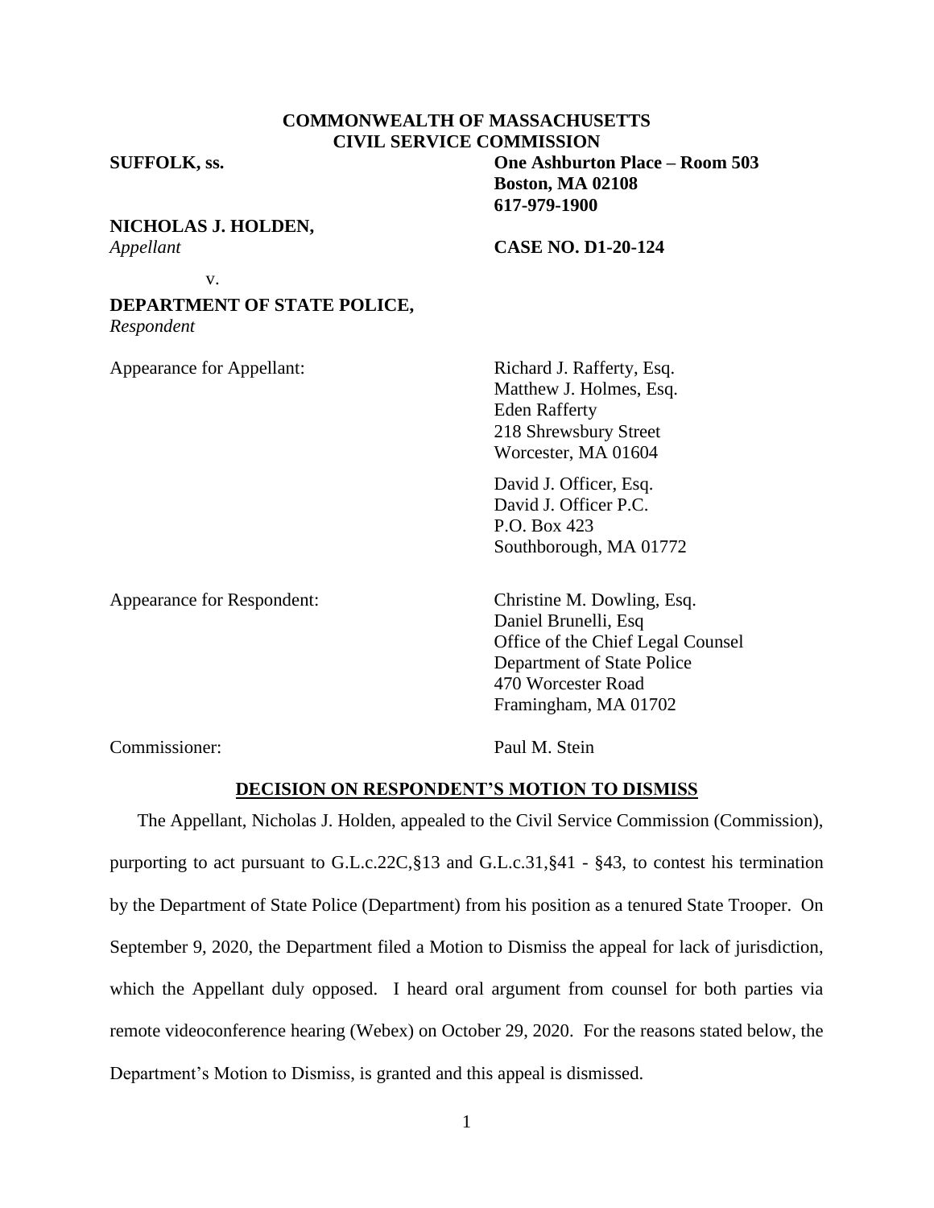**COMMONWEALTH OF MASSACHUSETTS**
**CIVIL SERVICE COMMISSION**

**SUFFOLK, ss.**

**One Ashburton Place – Room 503**
**Boston, MA 02108**
**617-979-1900**

**NICHOLAS J. HOLDEN,**
*Appellant*

**CASE NO. D1-20-124**

v.

**DEPARTMENT OF STATE POLICE,**
*Respondent*

Appearance for Appellant:

Richard J. Rafferty, Esq.
Matthew J. Holmes, Esq.
Eden Rafferty
218 Shrewsbury Street
Worcester, MA 01604

David J. Officer, Esq.
David J. Officer P.C.
P.O. Box 423
Southborough, MA 01772

Appearance for Respondent:

Christine M. Dowling, Esq.
Daniel Brunelli, Esq
Office of the Chief Legal Counsel
Department of State Police
470 Worcester Road
Framingham, MA 01702

Commissioner: Paul M. Stein

**DECISION ON RESPONDENT'S MOTION TO DISMISS**

The Appellant, Nicholas J. Holden, appealed to the Civil Service Commission (Commission), purporting to act pursuant to G.L.c.22C,§13 and G.L.c.31,§41 - §43, to contest his termination by the Department of State Police (Department) from his position as a tenured State Trooper. On September 9, 2020, the Department filed a Motion to Dismiss the appeal for lack of jurisdiction, which the Appellant duly opposed. I heard oral argument from counsel for both parties via remote videoconference hearing (Webex) on October 29, 2020. For the reasons stated below, the Department's Motion to Dismiss, is granted and this appeal is dismissed.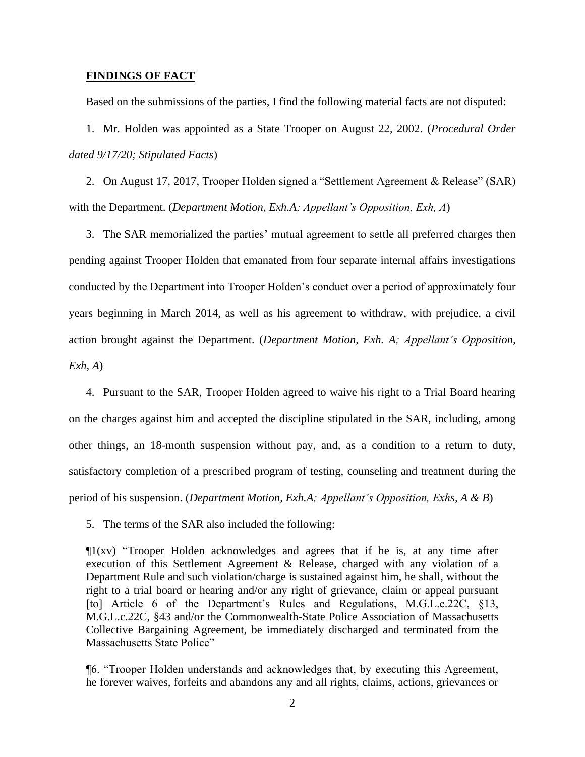**FINDINGS OF FACT**

Based on the submissions of the parties, I find the following material facts are not disputed:

1. Mr. Holden was appointed as a State Trooper on August 22, 2002. (*Procedural Order dated 9/17/20; Stipulated Facts*)

2. On August 17, 2017, Trooper Holden signed a "Settlement Agreement & Release" (SAR) with the Department. (*Department Motion, Exh.A; Appellant's Opposition, Exh, A*)

3. The SAR memorialized the parties' mutual agreement to settle all preferred charges then pending against Trooper Holden that emanated from four separate internal affairs investigations conducted by the Department into Trooper Holden's conduct over a period of approximately four years beginning in March 2014, as well as his agreement to withdraw, with prejudice, a civil action brought against the Department. (*Department Motion, Exh. A; Appellant's Opposition, Exh, A*)

4. Pursuant to the SAR, Trooper Holden agreed to waive his right to a Trial Board hearing on the charges against him and accepted the discipline stipulated in the SAR, including, among other things, an 18-month suspension without pay, and, as a condition to a return to duty, satisfactory completion of a prescribed program of testing, counseling and treatment during the period of his suspension. (*Department Motion, Exh.A; Appellant's Opposition, Exhs, A & B*)

5. The terms of the SAR also included the following:

> ¶1(xv) "Trooper Holden acknowledges and agrees that if he is, at any time after execution of this Settlement Agreement & Release, charged with any violation of a Department Rule and such violation/charge is sustained against him, he shall, without the right to a trial board or hearing and/or any right of grievance, claim or appeal pursuant [to] Article 6 of the Department's Rules and Regulations, M.G.L.c.22C, §13, M.G.L.c.22C, §43 and/or the Commonwealth-State Police Association of Massachusetts Collective Bargaining Agreement, be immediately discharged and terminated from the Massachusetts State Police"

> ¶6. "Trooper Holden understands and acknowledges that, by executing this Agreement, he forever waives, forfeits and abandons any and all rights, claims, actions, grievances or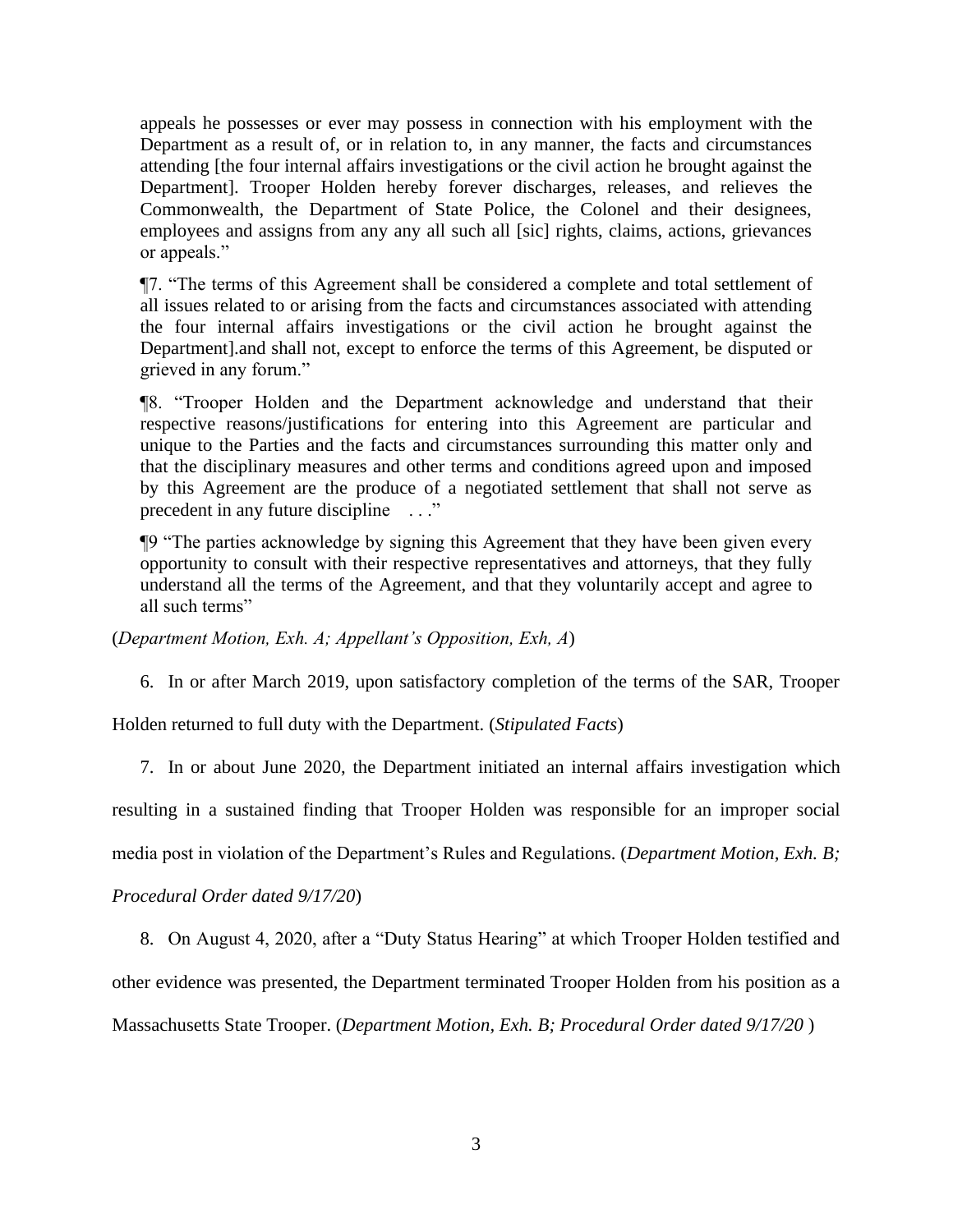> appeals he possesses or ever may possess in connection with his employment with the Department as a result of, or in relation to, in any manner, the facts and circumstances attending [the four internal affairs investigations or the civil action he brought against the Department]. Trooper Holden hereby forever discharges, releases, and relieves the Commonwealth, the Department of State Police, the Colonel and their designees, employees and assigns from any any all such all [sic] rights, claims, actions, grievances or appeals."
>
> ¶7. "The terms of this Agreement shall be considered a complete and total settlement of all issues related to or arising from the facts and circumstances associated with attending the four internal affairs investigations or the civil action he brought against the Department].and shall not, except to enforce the terms of this Agreement, be disputed or grieved in any forum."
>
> ¶8. "Trooper Holden and the Department acknowledge and understand that their respective reasons/justifications for entering into this Agreement are particular and unique to the Parties and the facts and circumstances surrounding this matter only and that the disciplinary measures and other terms and conditions agreed upon and imposed by this Agreement are the produce of a negotiated settlement that shall not serve as precedent in any future discipline . . ."
>
> ¶9 "The parties acknowledge by signing this Agreement that they have been given every opportunity to consult with their respective representatives and attorneys, that they fully understand all the terms of the Agreement, and that they voluntarily accept and agree to all such terms"

(*Department Motion, Exh. A; Appellant's Opposition, Exh, A*)

6. In or after March 2019, upon satisfactory completion of the terms of the SAR, Trooper Holden returned to full duty with the Department. (*Stipulated Facts*)

7. In or about June 2020, the Department initiated an internal affairs investigation which resulting in a sustained finding that Trooper Holden was responsible for an improper social media post in violation of the Department's Rules and Regulations. (*Department Motion, Exh. B; Procedural Order dated 9/17/20*)

8. On August 4, 2020, after a "Duty Status Hearing" at which Trooper Holden testified and other evidence was presented, the Department terminated Trooper Holden from his position as a Massachusetts State Trooper. (*Department Motion, Exh. B; Procedural Order dated 9/17/20* )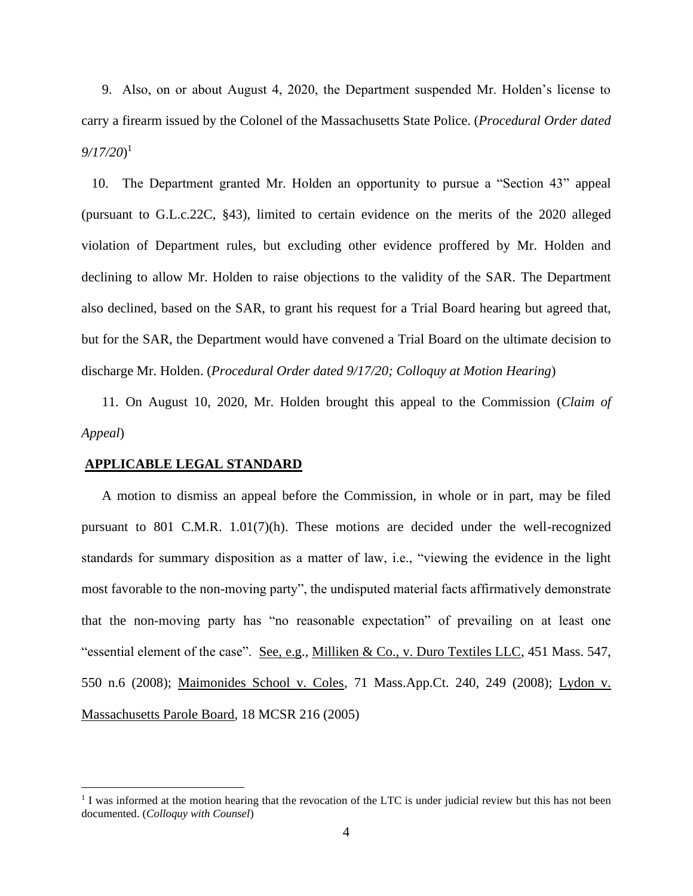9. Also, on or about August 4, 2020, the Department suspended Mr. Holden's license to carry a firearm issued by the Colonel of the Massachusetts State Police. (*Procedural Order dated 9/17/20*)[1]

10. The Department granted Mr. Holden an opportunity to pursue a "Section 43" appeal (pursuant to G.L.c.22C, §43), limited to certain evidence on the merits of the 2020 alleged violation of Department rules, but excluding other evidence proffered by Mr. Holden and declining to allow Mr. Holden to raise objections to the validity of the SAR. The Department also declined, based on the SAR, to grant his request for a Trial Board hearing but agreed that, but for the SAR, the Department would have convened a Trial Board on the ultimate decision to discharge Mr. Holden. (*Procedural Order dated 9/17/20; Colloquy at Motion Hearing*)

11. On August 10, 2020, Mr. Holden brought this appeal to the Commission (*Claim of Appeal*)

## APPLICABLE LEGAL STANDARD

A motion to dismiss an appeal before the Commission, in whole or in part, may be filed pursuant to 801 C.M.R. 1.01(7)(h). These motions are decided under the well-recognized standards for summary disposition as a matter of law, i.e., "viewing the evidence in the light most favorable to the non-moving party", the undisputed material facts affirmatively demonstrate that the non-moving party has "no reasonable expectation" of prevailing on at least one "essential element of the case". See, e.g., Milliken & Co., v. Duro Textiles LLC, 451 Mass. 547, 550 n.6 (2008); Maimonides School v. Coles, 71 Mass.App.Ct. 240, 249 (2008); Lydon v. Massachusetts Parole Board, 18 MCSR 216 (2005)

[1] I was informed at the motion hearing that the revocation of the LTC is under judicial review but this has not been documented. (*Colloquy with Counsel*)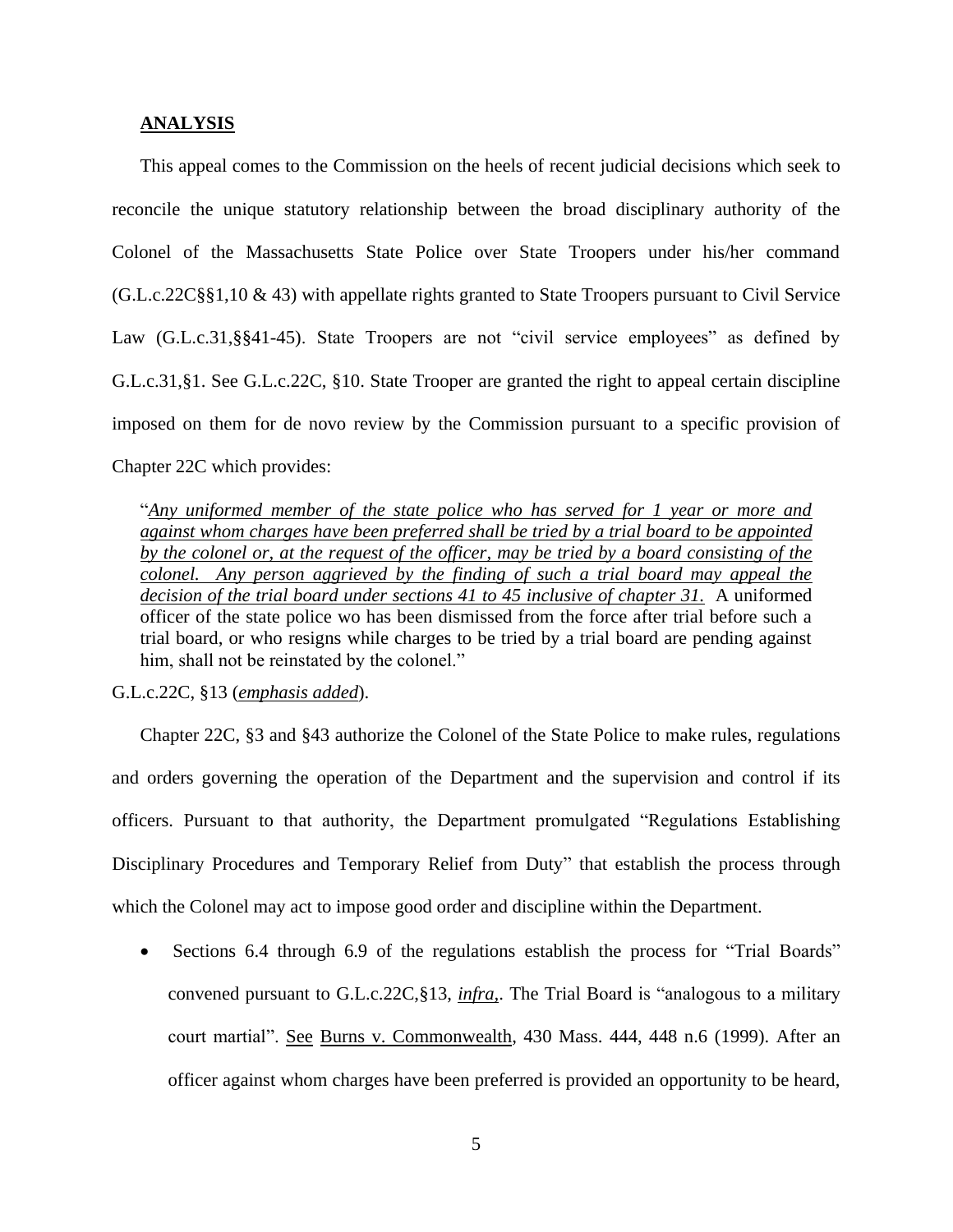## ANALYSIS

This appeal comes to the Commission on the heels of recent judicial decisions which seek to reconcile the unique statutory relationship between the broad disciplinary authority of the Colonel of the Massachusetts State Police over State Troopers under his/her command (G.L.c.22C§§1,10 & 43) with appellate rights granted to State Troopers pursuant to Civil Service Law (G.L.c.31,§§41-45). State Troopers are not "civil service employees" as defined by G.L.c.31,§1. See G.L.c.22C, §10. State Trooper are granted the right to appeal certain discipline imposed on them for de novo review by the Commission pursuant to a specific provision of Chapter 22C which provides:

> "*Any uniformed member of the state police who has served for 1 year or more and against whom charges have been preferred shall be tried by a trial board to be appointed by the colonel or, at the request of the officer, may be tried by a board consisting of the colonel. Any person aggrieved by the finding of such a trial board may appeal the decision of the trial board under sections 41 to 45 inclusive of chapter 31.* A uniformed officer of the state police wo has been dismissed from the force after trial before such a trial board, or who resigns while charges to be tried by a trial board are pending against him, shall not be reinstated by the colonel."

G.L.c.22C, §13 (*emphasis added*).

Chapter 22C, §3 and §43 authorize the Colonel of the State Police to make rules, regulations and orders governing the operation of the Department and the supervision and control if its officers. Pursuant to that authority, the Department promulgated "Regulations Establishing Disciplinary Procedures and Temporary Relief from Duty" that establish the process through which the Colonel may act to impose good order and discipline within the Department.

- Sections 6.4 through 6.9 of the regulations establish the process for "Trial Boards" convened pursuant to G.L.c.22C,§13, *infra*,. The Trial Board is "analogous to a military court martial". See Burns v. Commonwealth, 430 Mass. 444, 448 n.6 (1999). After an officer against whom charges have been preferred is provided an opportunity to be heard,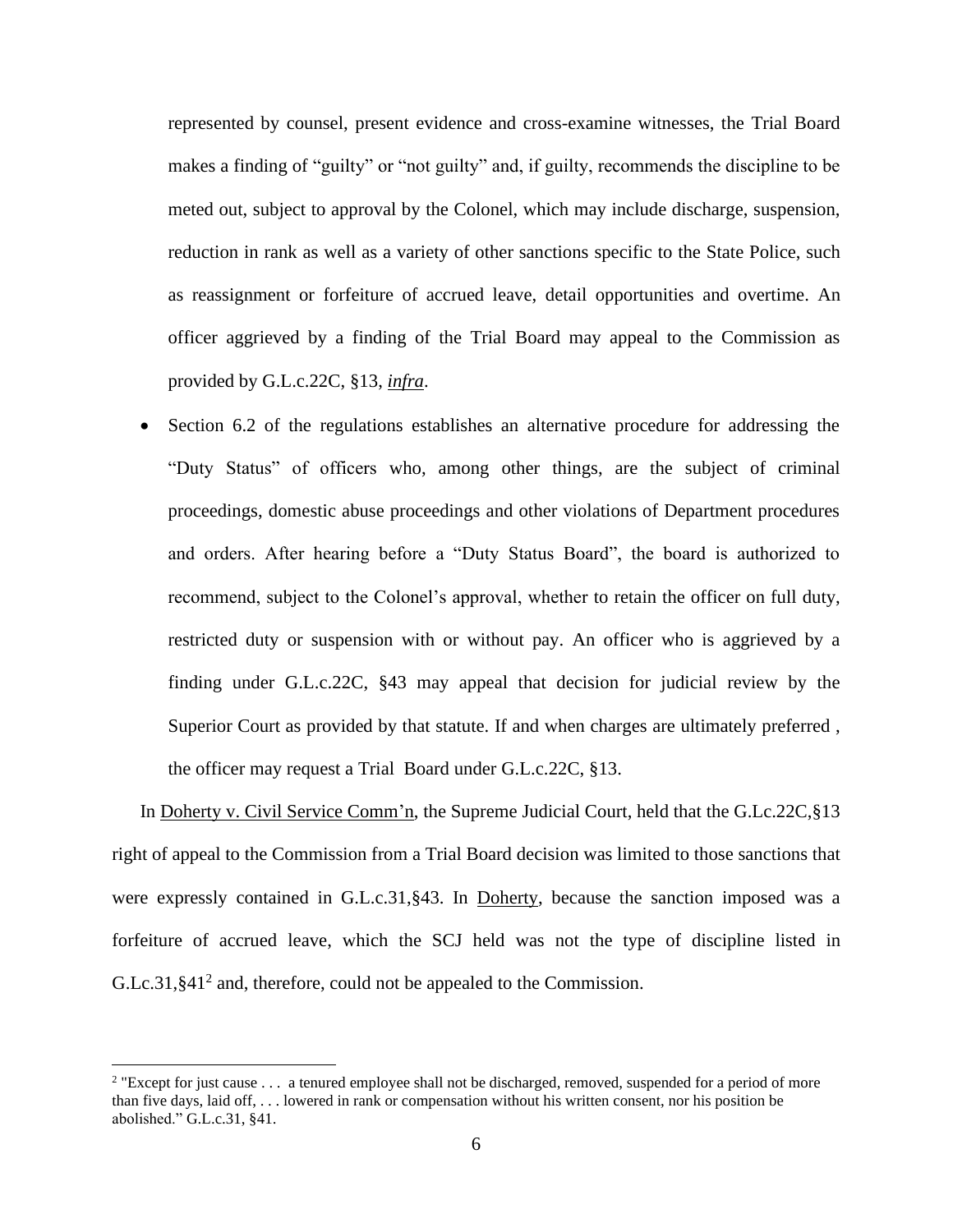represented by counsel, present evidence and cross-examine witnesses, the Trial Board makes a finding of "guilty" or "not guilty" and, if guilty, recommends the discipline to be meted out, subject to approval by the Colonel, which may include discharge, suspension, reduction in rank as well as a variety of other sanctions specific to the State Police, such as reassignment or forfeiture of accrued leave, detail opportunities and overtime. An officer aggrieved by a finding of the Trial Board may appeal to the Commission as provided by G.L.c.22C, §13, *infra*.

- Section 6.2 of the regulations establishes an alternative procedure for addressing the "Duty Status" of officers who, among other things, are the subject of criminal proceedings, domestic abuse proceedings and other violations of Department procedures and orders. After hearing before a "Duty Status Board", the board is authorized to recommend, subject to the Colonel's approval, whether to retain the officer on full duty, restricted duty or suspension with or without pay. An officer who is aggrieved by a finding under G.L.c.22C, §43 may appeal that decision for judicial review by the Superior Court as provided by that statute. If and when charges are ultimately preferred , the officer may request a Trial Board under G.L.c.22C, §13.

In Doherty v. Civil Service Comm'n, the Supreme Judicial Court, held that the G.Lc.22C,§13 right of appeal to the Commission from a Trial Board decision was limited to those sanctions that were expressly contained in G.L.c.31,§43. In Doherty, because the sanction imposed was a forfeiture of accrued leave, which the SCJ held was not the type of discipline listed in G.Lc.31,§41[2] and, therefore, could not be appealed to the Commission.

[2] "Except for just cause . . . a tenured employee shall not be discharged, removed, suspended for a period of more than five days, laid off, . . . lowered in rank or compensation without his written consent, nor his position be abolished." G.L.c.31, §41.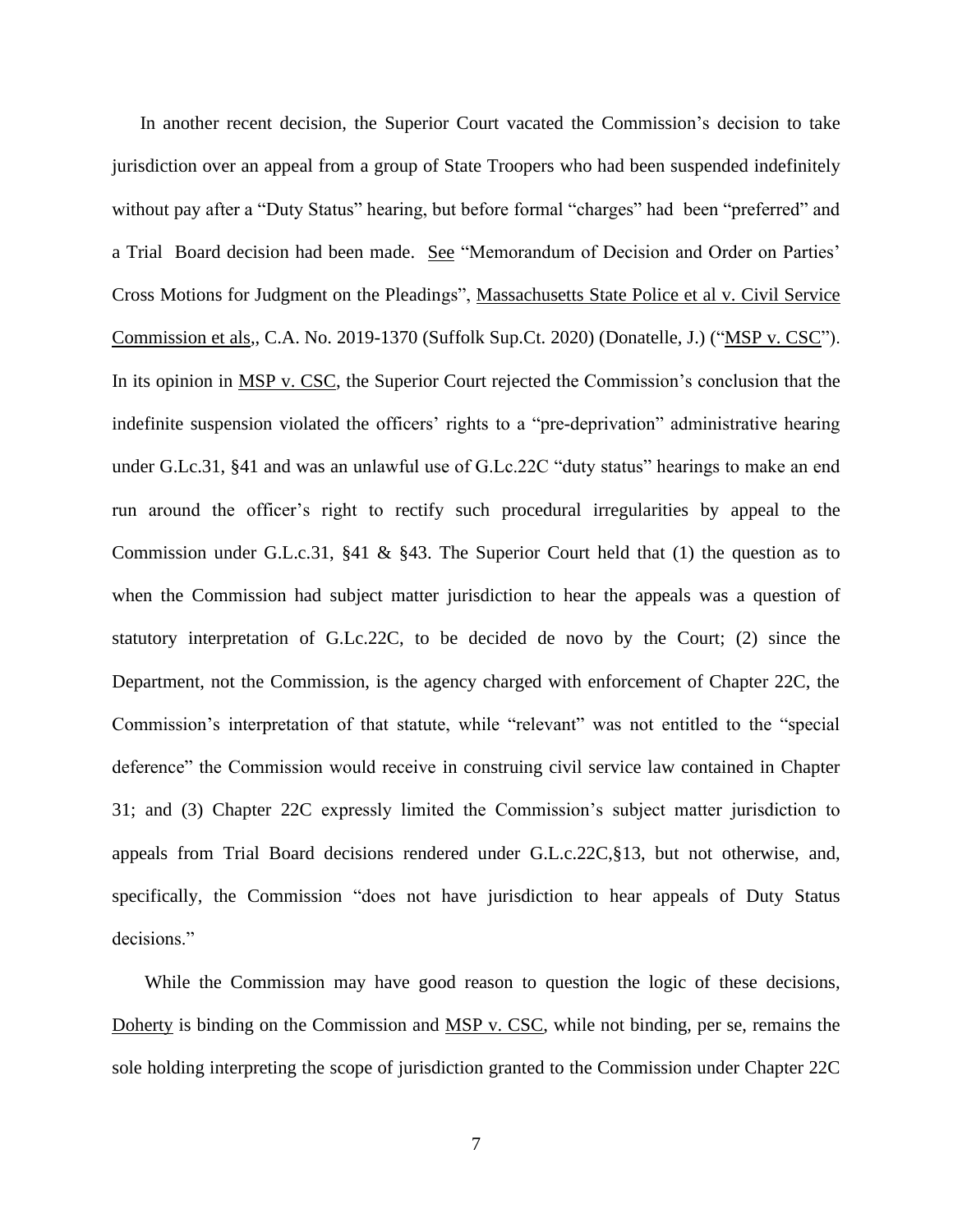In another recent decision, the Superior Court vacated the Commission's decision to take jurisdiction over an appeal from a group of State Troopers who had been suspended indefinitely without pay after a "Duty Status" hearing, but before formal "charges" had been "preferred" and a Trial Board decision had been made. See "Memorandum of Decision and Order on Parties' Cross Motions for Judgment on the Pleadings", Massachusetts State Police et al v. Civil Service Commission et als,, C.A. No. 2019-1370 (Suffolk Sup.Ct. 2020) (Donatelle, J.) ("MSP v. CSC"). In its opinion in MSP v. CSC, the Superior Court rejected the Commission's conclusion that the indefinite suspension violated the officers' rights to a "pre-deprivation" administrative hearing under G.Lc.31, §41 and was an unlawful use of G.Lc.22C "duty status" hearings to make an end run around the officer's right to rectify such procedural irregularities by appeal to the Commission under G.L.c.31, §41 & §43. The Superior Court held that (1) the question as to when the Commission had subject matter jurisdiction to hear the appeals was a question of statutory interpretation of G.Lc.22C, to be decided de novo by the Court; (2) since the Department, not the Commission, is the agency charged with enforcement of Chapter 22C, the Commission's interpretation of that statute, while "relevant" was not entitled to the "special deference" the Commission would receive in construing civil service law contained in Chapter 31; and (3) Chapter 22C expressly limited the Commission's subject matter jurisdiction to appeals from Trial Board decisions rendered under G.L.c.22C,§13, but not otherwise, and, specifically, the Commission "does not have jurisdiction to hear appeals of Duty Status decisions."

While the Commission may have good reason to question the logic of these decisions, Doherty is binding on the Commission and MSP v. CSC, while not binding, per se, remains the sole holding interpreting the scope of jurisdiction granted to the Commission under Chapter 22C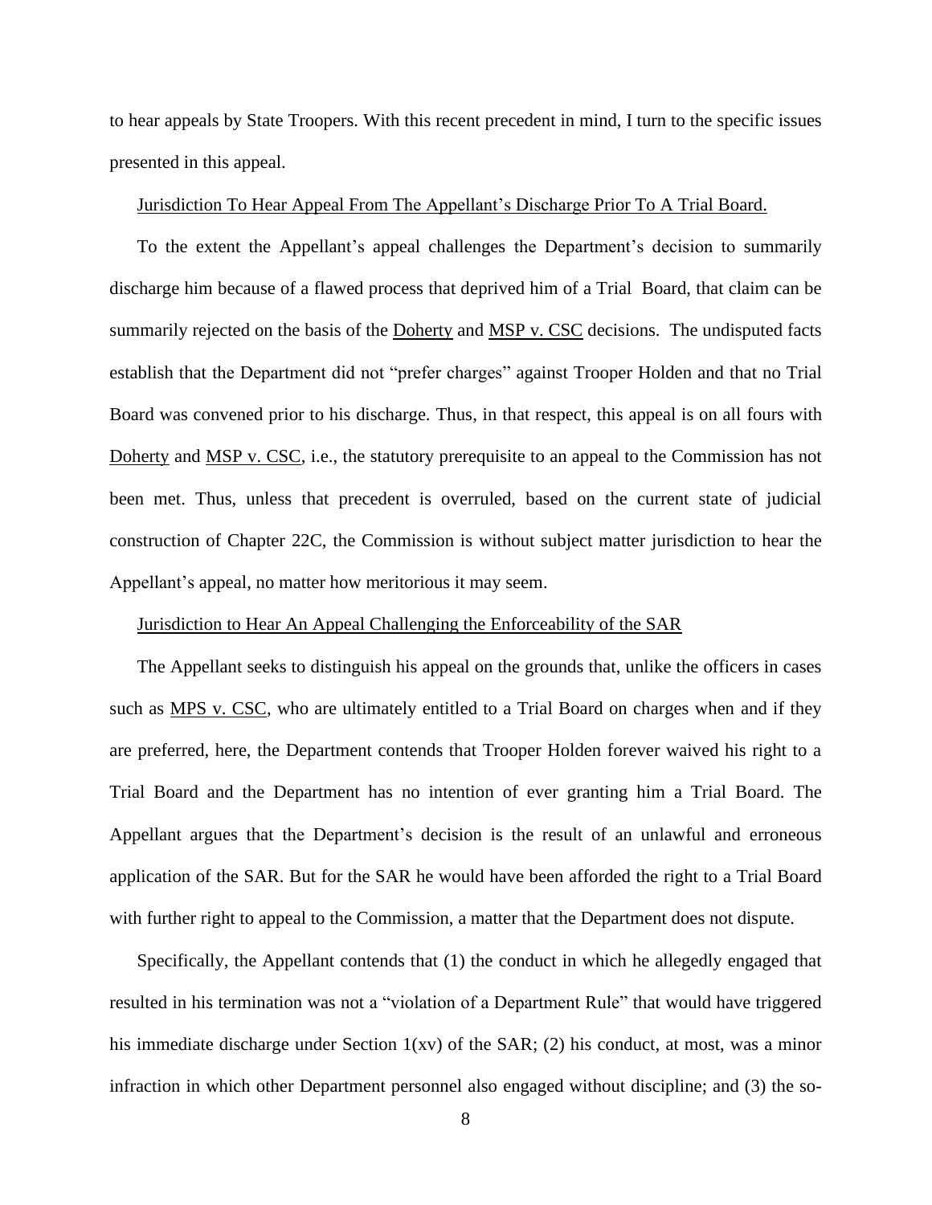to hear appeals by State Troopers. With this recent precedent in mind, I turn to the specific issues presented in this appeal.

<u>Jurisdiction To Hear Appeal From The Appellant's Discharge Prior To A Trial Board.</u>

To the extent the Appellant's appeal challenges the Department's decision to summarily discharge him because of a flawed process that deprived him of a Trial Board, that claim can be summarily rejected on the basis of the <u>Doherty</u> and <u>MSP v. CSC</u> decisions. The undisputed facts establish that the Department did not "prefer charges" against Trooper Holden and that no Trial Board was convened prior to his discharge. Thus, in that respect, this appeal is on all fours with <u>Doherty</u> and <u>MSP v. CSC</u>, i.e., the statutory prerequisite to an appeal to the Commission has not been met. Thus, unless that precedent is overruled, based on the current state of judicial construction of Chapter 22C, the Commission is without subject matter jurisdiction to hear the Appellant's appeal, no matter how meritorious it may seem.

<u>Jurisdiction to Hear An Appeal Challenging the Enforceability of the SAR</u>

The Appellant seeks to distinguish his appeal on the grounds that, unlike the officers in cases such as <u>MPS v. CSC</u>, who are ultimately entitled to a Trial Board on charges when and if they are preferred, here, the Department contends that Trooper Holden forever waived his right to a Trial Board and the Department has no intention of ever granting him a Trial Board. The Appellant argues that the Department's decision is the result of an unlawful and erroneous application of the SAR. But for the SAR he would have been afforded the right to a Trial Board with further right to appeal to the Commission, a matter that the Department does not dispute.

Specifically, the Appellant contends that (1) the conduct in which he allegedly engaged that resulted in his termination was not a "violation of a Department Rule" that would have triggered his immediate discharge under Section 1(xv) of the SAR; (2) his conduct, at most, was a minor infraction in which other Department personnel also engaged without discipline; and (3) the so-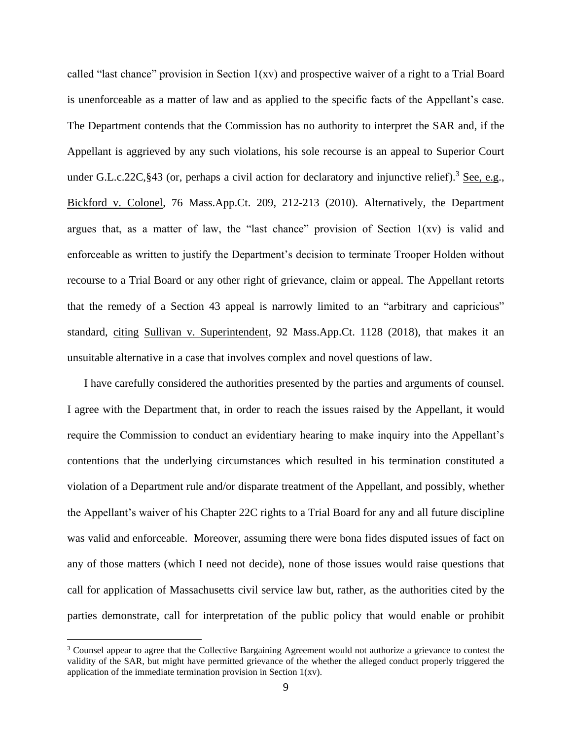called "last chance" provision in Section 1(xv) and prospective waiver of a right to a Trial Board is unenforceable as a matter of law and as applied to the specific facts of the Appellant's case. The Department contends that the Commission has no authority to interpret the SAR and, if the Appellant is aggrieved by any such violations, his sole recourse is an appeal to Superior Court under G.L.c.22C,§43 (or, perhaps a civil action for declaratory and injunctive relief).[3] See, e.g., Bickford v. Colonel, 76 Mass.App.Ct. 209, 212-213 (2010). Alternatively, the Department argues that, as a matter of law, the "last chance" provision of Section 1(xv) is valid and enforceable as written to justify the Department's decision to terminate Trooper Holden without recourse to a Trial Board or any other right of grievance, claim or appeal. The Appellant retorts that the remedy of a Section 43 appeal is narrowly limited to an "arbitrary and capricious" standard, citing Sullivan v. Superintendent, 92 Mass.App.Ct. 1128 (2018), that makes it an unsuitable alternative in a case that involves complex and novel questions of law.

I have carefully considered the authorities presented by the parties and arguments of counsel. I agree with the Department that, in order to reach the issues raised by the Appellant, it would require the Commission to conduct an evidentiary hearing to make inquiry into the Appellant's contentions that the underlying circumstances which resulted in his termination constituted a violation of a Department rule and/or disparate treatment of the Appellant, and possibly, whether the Appellant's waiver of his Chapter 22C rights to a Trial Board for any and all future discipline was valid and enforceable. Moreover, assuming there were bona fides disputed issues of fact on any of those matters (which I need not decide), none of those issues would raise questions that call for application of Massachusetts civil service law but, rather, as the authorities cited by the parties demonstrate, call for interpretation of the public policy that would enable or prohibit

[3] Counsel appear to agree that the Collective Bargaining Agreement would not authorize a grievance to contest the validity of the SAR, but might have permitted grievance of the whether the alleged conduct properly triggered the application of the immediate termination provision in Section 1(xv).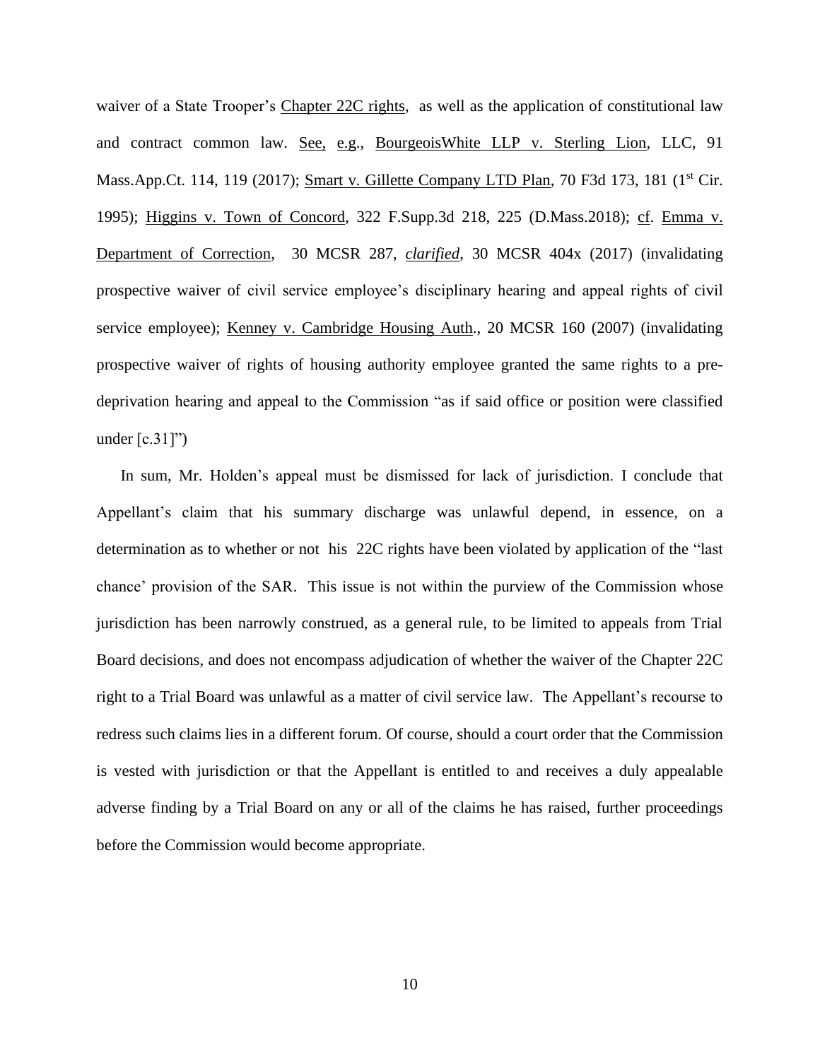waiver of a State Trooper's Chapter 22C rights, as well as the application of constitutional law and contract common law. See, e.g., BourgeoisWhite LLP v. Sterling Lion, LLC, 91 Mass.App.Ct. 114, 119 (2017); Smart v. Gillette Company LTD Plan, 70 F3d 173, 181 (1st Cir. 1995); Higgins v. Town of Concord, 322 F.Supp.3d 218, 225 (D.Mass.2018); cf. Emma v. Department of Correction, 30 MCSR 287, *clarified*, 30 MCSR 404x (2017) (invalidating prospective waiver of civil service employee's disciplinary hearing and appeal rights of civil service employee); Kenney v. Cambridge Housing Auth., 20 MCSR 160 (2007) (invalidating prospective waiver of rights of housing authority employee granted the same rights to a pre-deprivation hearing and appeal to the Commission "as if said office or position were classified under [c.31]")

In sum, Mr. Holden's appeal must be dismissed for lack of jurisdiction. I conclude that Appellant's claim that his summary discharge was unlawful depend, in essence, on a determination as to whether or not his 22C rights have been violated by application of the "last chance' provision of the SAR. This issue is not within the purview of the Commission whose jurisdiction has been narrowly construed, as a general rule, to be limited to appeals from Trial Board decisions, and does not encompass adjudication of whether the waiver of the Chapter 22C right to a Trial Board was unlawful as a matter of civil service law. The Appellant's recourse to redress such claims lies in a different forum. Of course, should a court order that the Commission is vested with jurisdiction or that the Appellant is entitled to and receives a duly appealable adverse finding by a Trial Board on any or all of the claims he has raised, further proceedings before the Commission would become appropriate.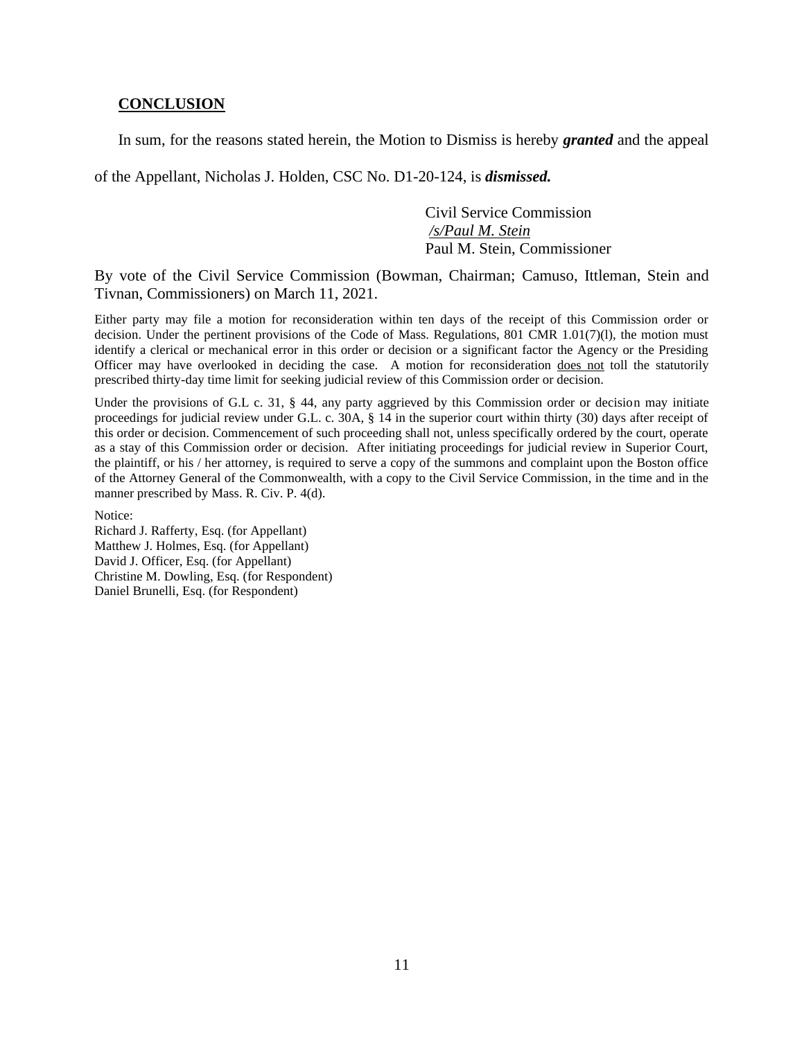## **CONCLUSION**

In sum, for the reasons stated herein, the Motion to Dismiss is hereby ***granted*** and the appeal of the Appellant, Nicholas J. Holden, CSC No. D1-20-124, is ***dismissed.***

Civil Service Commission
*/s/Paul M. Stein*
Paul M. Stein, Commissioner

By vote of the Civil Service Commission (Bowman, Chairman; Camuso, Ittleman, Stein and Tivnan, Commissioners) on March 11, 2021.

Either party may file a motion for reconsideration within ten days of the receipt of this Commission order or decision. Under the pertinent provisions of the Code of Mass. Regulations, 801 CMR 1.01(7)(l), the motion must identify a clerical or mechanical error in this order or decision or a significant factor the Agency or the Presiding Officer may have overlooked in deciding the case. A motion for reconsideration does not toll the statutorily prescribed thirty-day time limit for seeking judicial review of this Commission order or decision.

Under the provisions of G.L c. 31, § 44, any party aggrieved by this Commission order or decision may initiate proceedings for judicial review under G.L. c. 30A, § 14 in the superior court within thirty (30) days after receipt of this order or decision. Commencement of such proceeding shall not, unless specifically ordered by the court, operate as a stay of this Commission order or decision. After initiating proceedings for judicial review in Superior Court, the plaintiff, or his / her attorney, is required to serve a copy of the summons and complaint upon the Boston office of the Attorney General of the Commonwealth, with a copy to the Civil Service Commission, in the time and in the manner prescribed by Mass. R. Civ. P. 4(d).

Notice:
Richard J. Rafferty, Esq. (for Appellant)
Matthew J. Holmes, Esq. (for Appellant)
David J. Officer, Esq. (for Appellant)
Christine M. Dowling, Esq. (for Respondent)
Daniel Brunelli, Esq. (for Respondent)